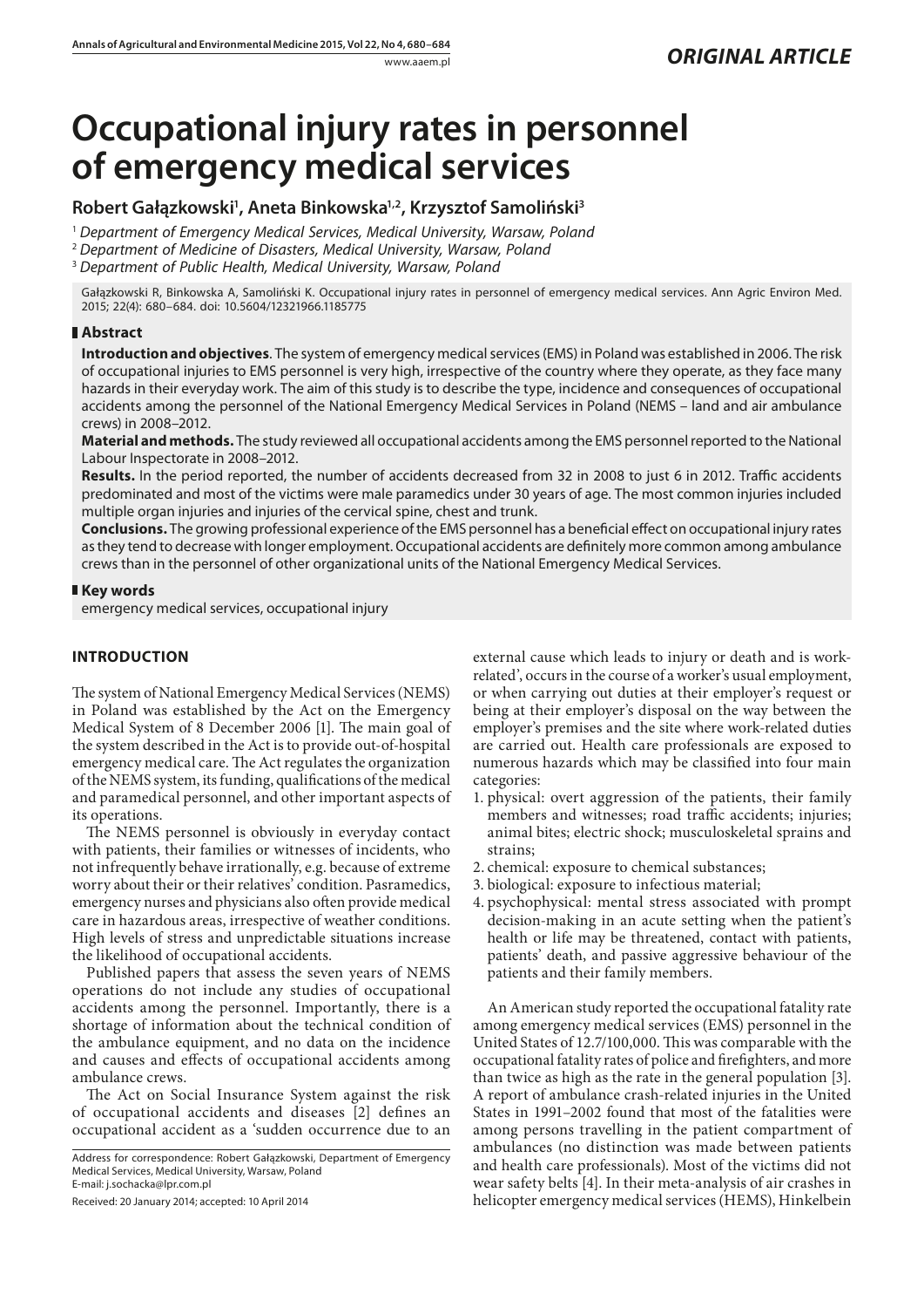*ORIGINAL ARTICLE*

# Occupational injury rates in personnel of emergency medical services

**Robert Gałązkowski[1], Aneta Binkowska[1,2], Krzysztof Samoliński[3]**

[1] *Department of Emergency Medical Services, Medical University, Warsaw, Poland*
[2] *Department of Medicine of Disasters, Medical University, Warsaw, Poland*
[3] *Department of Public Health, Medical University, Warsaw, Poland*

Gałązkowski R, Binkowska A, Samoliński K. Occupational injury rates in personnel of emergency medical services. Ann Agric Environ Med. 2015; 22(4): 680–684. doi: 10.5604/12321966.1185775

## Abstract

**Introduction and objectives**. The system of emergency medical services (EMS) in Poland was established in 2006. The risk of occupational injuries to EMS personnel is very high, irrespective of the country where they operate, as they face many hazards in their everyday work. The aim of this study is to describe the type, incidence and consequences of occupational accidents among the personnel of the National Emergency Medical Services in Poland (NEMS – land and air ambulance crews) in 2008–2012.

**Material and methods.** The study reviewed all occupational accidents among the EMS personnel reported to the National Labour Inspectorate in 2008–2012.

**Results.** In the period reported, the number of accidents decreased from 32 in 2008 to just 6 in 2012. Traffic accidents predominated and most of the victims were male paramedics under 30 years of age. The most common injuries included multiple organ injuries and injuries of the cervical spine, chest and trunk.

**Conclusions.** The growing professional experience of the EMS personnel has a beneficial effect on occupational injury rates as they tend to decrease with longer employment. Occupational accidents are definitely more common among ambulance crews than in the personnel of other organizational units of the National Emergency Medical Services.

## Key words

emergency medical services, occupational injury

## INTRODUCTION

The system of National Emergency Medical Services (NEMS) in Poland was established by the Act on the Emergency Medical System of 8 December 2006 [1]. The main goal of the system described in the Act is to provide out-of-hospital emergency medical care. The Act regulates the organization of the NEMS system, its funding, qualifications of the medical and paramedical personnel, and other important aspects of its operations.

The NEMS personnel is obviously in everyday contact with patients, their families or witnesses of incidents, who not infrequently behave irrationally, e.g. because of extreme worry about their or their relatives' condition. Pasramedics, emergency nurses and physicians also often provide medical care in hazardous areas, irrespective of weather conditions. High levels of stress and unpredictable situations increase the likelihood of occupational accidents.

Published papers that assess the seven years of NEMS operations do not include any studies of occupational accidents among the personnel. Importantly, there is a shortage of information about the technical condition of the ambulance equipment, and no data on the incidence and causes and effects of occupational accidents among ambulance crews.

The Act on Social Insurance System against the risk of occupational accidents and diseases [2] defines an occupational accident as a 'sudden occurrence due to an external cause which leads to injury or death and is work-related', occurs in the course of a worker's usual employment, or when carrying out duties at their employer's request or being at their employer's disposal on the way between the employer's premises and the site where work-related duties are carried out. Health care professionals are exposed to numerous hazards which may be classified into four main categories:

1. physical: overt aggression of the patients, their family members and witnesses; road traffic accidents; injuries; animal bites; electric shock; musculoskeletal sprains and strains;
2. chemical: exposure to chemical substances;
3. biological: exposure to infectious material;
4. psychophysical: mental stress associated with prompt decision-making in an acute setting when the patient's health or life may be threatened, contact with patients, patients' death, and passive aggressive behaviour of the patients and their family members.

An American study reported the occupational fatality rate among emergency medical services (EMS) personnel in the United States of 12.7/100,000. This was comparable with the occupational fatality rates of police and firefighters, and more than twice as high as the rate in the general population [3]. A report of ambulance crash-related injuries in the United States in 1991–2002 found that most of the fatalities were among persons travelling in the patient compartment of ambulances (no distinction was made between patients and health care professionals). Most of the victims did not wear safety belts [4]. In their meta-analysis of air crashes in helicopter emergency medical services (HEMS), Hinkelbein

Address for correspondence: Robert Gałązkowski, Department of Emergency Medical Services, Medical University, Warsaw, Poland
E-mail: j.sochacka@lpr.com.pl

Received: 20 January 2014; accepted: 10 April 2014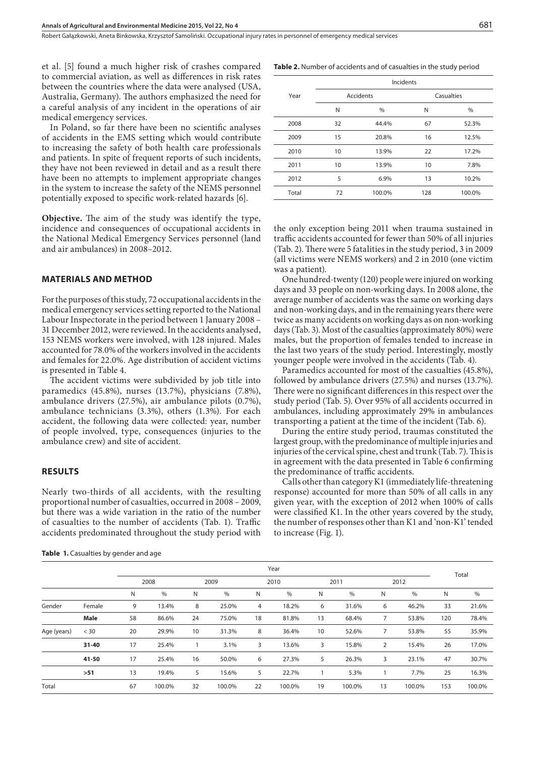et al. [5] found a much higher risk of crashes compared to commercial aviation, as well as differences in risk rates between the countries where the data were analysed (USA, Australia, Germany). The authors emphasized the need for a careful analysis of any incident in the operations of air medical emergency services.

In Poland, so far there have been no scientific analyses of accidents in the EMS setting which would contribute to increasing the safety of both health care professionals and patients. In spite of frequent reports of such incidents, they have not been reviewed in detail and as a result there have been no attempts to implement appropriate changes in the system to increase the safety of the NEMS personnel potentially exposed to specific work-related hazards [6].

**Objective.** The aim of the study was identify the type, incidence and consequences of occupational accidents in the National Medical Emergency Services personnel (land and air ambulances) in 2008–2012.

## MATERIALS AND METHOD

For the purposes of this study, 72 occupational accidents in the medical emergency services setting reported to the National Labour Inspectorate in the period between 1 January 2008 – 31 December 2012, were reviewed. In the accidents analysed, 153 NEMS workers were involved, with 128 injured. Males accounted for 78.0% of the workers involved in the accidents and females for 22.0%. Age distribution of accident victims is presented in Table 4.

The accident victims were subdivided by job title into paramedics (45.8%), nurses (13.7%), physicians (7.8%), ambulance drivers (27.5%), air ambulance pilots (0.7%), ambulance technicians (3.3%), others (1.3%). For each accident, the following data were collected: year, number of people involved, type, consequences (injuries to the ambulance crew) and site of accident.

## RESULTS

Nearly two-thirds of all accidents, with the resulting proportional number of casualties, occurred in 2008 – 2009, but there was a wide variation in the ratio of the number of casualties to the number of accidents (Tab. 1). Traffic accidents predominated throughout the study period with the only exception being 2011 when trauma sustained in traffic accidents accounted for fewer than 50% of all injuries (Tab. 2). There were 5 fatalities in the study period, 3 in 2009 (all victims were NEMS workers) and 2 in 2010 (one victim was a patient).

One hundred-twenty (120) people were injured on working days and 33 people on non-working days. In 2008 alone, the average number of accidents was the same on working days and non-working days, and in the remaining years there were twice as many accidents on working days as on non-working days (Tab. 3). Most of the casualties (approximately 80%) were males, but the proportion of females tended to increase in the last two years of the study period. Interestingly, mostly younger people were involved in the accidents (Tab. 4).

Paramedics accounted for most of the casualties (45.8%), followed by ambulance drivers (27.5%) and nurses (13.7%). There were no significant differences in this respect over the study period (Tab. 5). Over 95% of all accidents occurred in ambulances, including approximately 29% in ambulances transporting a patient at the time of the incident (Tab. 6).

During the entire study period, traumas constituted the largest group, with the predominance of multiple injuries and injuries of the cervical spine, chest and trunk (Tab. 7). This is in agreement with the data presented in Table 6 confirming the predominance of traffic accidents.

Calls other than category K1 (immediately life-threatening response) accounted for more than 50% of all calls in any given year, with the exception of 2012 when 100% of calls were classified K1. In the other years covered by the study, the number of responses other than K1 and 'non-K1' tended to increase (Fig. 1).

**Table 2.** Number of accidents and of casualties in the study period

| Year | Incidents | | | |
|---|---|---|---|---|
| | Accidents | | Casualties | |
| | N | % | N | % |
| 2008 | 32 | 44.4% | 67 | 52.3% |
| 2009 | 15 | 20.8% | 16 | 12.5% |
| 2010 | 10 | 13.9% | 22 | 17.2% |
| 2011 | 10 | 13.9% | 10 | 7.8% |
| 2012 | 5 | 6.9% | 13 | 10.2% |
| Total | 72 | 100.0% | 128 | 100.0% |

**Table 1.** Casualties by gender and age

| | | Year | | | | | | | | | | Total | |
|---|---|---|---|---|---|---|---|---|---|---|---|---|---|
| | | 2008 | | 2009 | | 2010 | | 2011 | | 2012 | | | |
| | | N | % | N | % | N | % | N | % | N | % | N | % |
| Gender | Female | 9 | 13.4% | 8 | 25.0% | 4 | 18.2% | 6 | 31.6% | 6 | 46.2% | 33 | 21.6% |
| | **Male** | 58 | 86.6% | 24 | 75.0% | 18 | 81.8% | 13 | 68.4% | 7 | 53.8% | 120 | 78.4% |
| Age (years) | < 30 | 20 | 29.9% | 10 | 31.3% | 8 | 36.4% | 10 | 52.6% | 7 | 53.8% | 55 | 35.9% |
| | **31-40** | 17 | 25.4% | 1 | 3.1% | 3 | 13.6% | 3 | 15.8% | 2 | 15.4% | 26 | 17.0% |
| | **41-50** | 17 | 25.4% | 16 | 50.0% | 6 | 27.3% | 5 | 26.3% | 3 | 23.1% | 47 | 30.7% |
| | **>51** | 13 | 19.4% | 5 | 15.6% | 5 | 22.7% | 1 | 5.3% | 1 | 7.7% | 25 | 16.3% |
| Total | | 67 | 100.0% | 32 | 100.0% | 22 | 100.0% | 19 | 100.0% | 13 | 100.0% | 153 | 100.0% |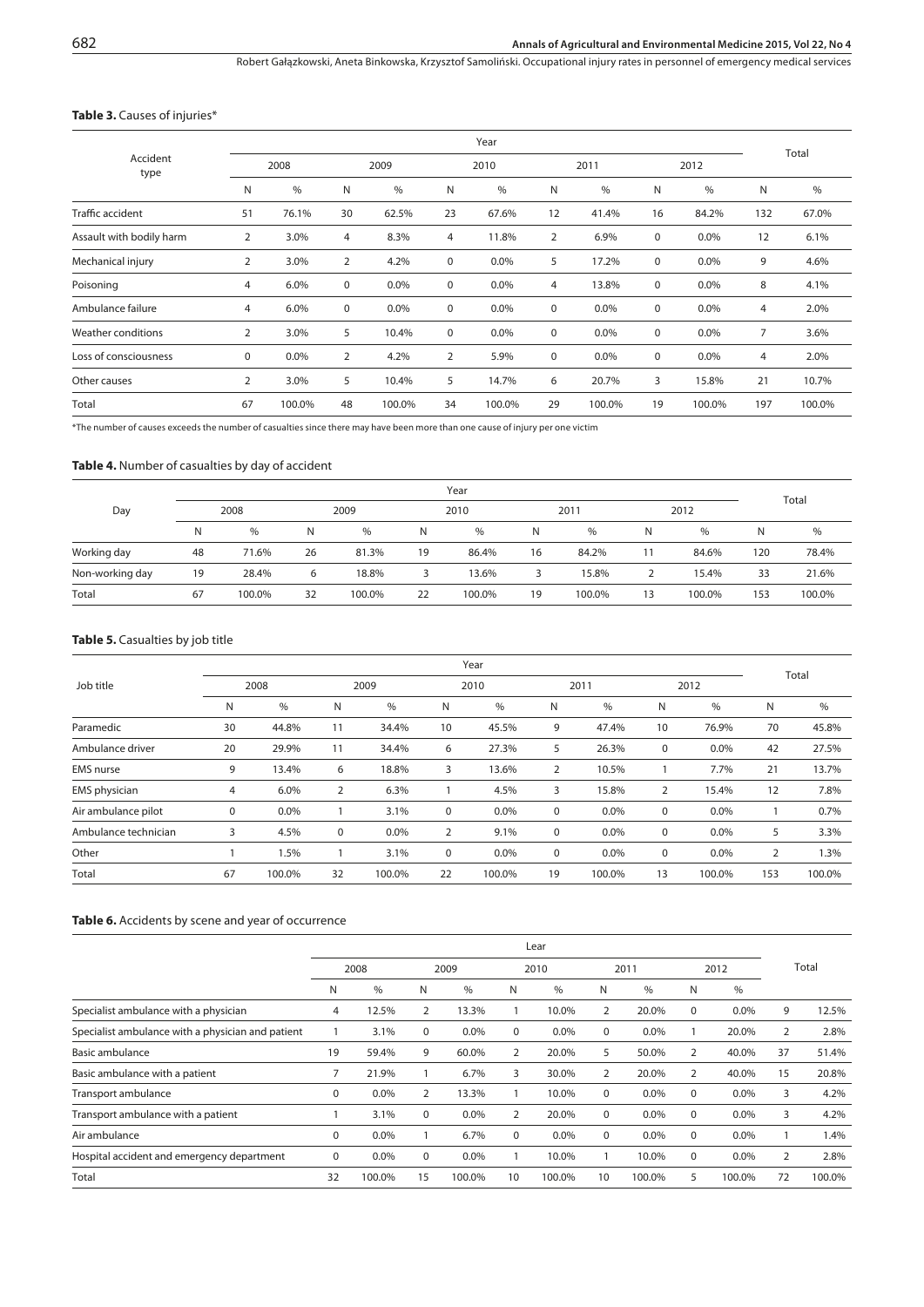**Table 3.** Causes of injuries*

| Accident type | Year | | | | | | | | | | Total | |
|---|---|---|---|---|---|---|---|---|---|---|---|---|
| | 2008 | | 2009 | | 2010 | | 2011 | | 2012 | | | |
| | N | % | N | % | N | % | N | % | N | % | N | % |
| Traffic accident | 51 | 76.1% | 30 | 62.5% | 23 | 67.6% | 12 | 41.4% | 16 | 84.2% | 132 | 67.0% |
| Assault with bodily harm | 2 | 3.0% | 4 | 8.3% | 4 | 11.8% | 2 | 6.9% | 0 | 0.0% | 12 | 6.1% |
| Mechanical injury | 2 | 3.0% | 2 | 4.2% | 0 | 0.0% | 5 | 17.2% | 0 | 0.0% | 9 | 4.6% |
| Poisoning | 4 | 6.0% | 0 | 0.0% | 0 | 0.0% | 4 | 13.8% | 0 | 0.0% | 8 | 4.1% |
| Ambulance failure | 4 | 6.0% | 0 | 0.0% | 0 | 0.0% | 0 | 0.0% | 0 | 0.0% | 4 | 2.0% |
| Weather conditions | 2 | 3.0% | 5 | 10.4% | 0 | 0.0% | 0 | 0.0% | 0 | 0.0% | 7 | 3.6% |
| Loss of consciousness | 0 | 0.0% | 2 | 4.2% | 2 | 5.9% | 0 | 0.0% | 0 | 0.0% | 4 | 2.0% |
| Other causes | 2 | 3.0% | 5 | 10.4% | 5 | 14.7% | 6 | 20.7% | 3 | 15.8% | 21 | 10.7% |
| Total | 67 | 100.0% | 48 | 100.0% | 34 | 100.0% | 29 | 100.0% | 19 | 100.0% | 197 | 100.0% |

*The number of causes exceeds the number of casualties since there may have been more than one cause of injury per one victim

**Table 4.** Number of casualties by day of accident

| Day | Year | | | | | | | | | | Total | |
|---|---|---|---|---|---|---|---|---|---|---|---|---|
| | 2008 | | 2009 | | 2010 | | 2011 | | 2012 | | | |
| | N | % | N | % | N | % | N | % | N | % | N | % |
| Working day | 48 | 71.6% | 26 | 81.3% | 19 | 86.4% | 16 | 84.2% | 11 | 84.6% | 120 | 78.4% |
| Non-working day | 19 | 28.4% | 6 | 18.8% | 3 | 13.6% | 3 | 15.8% | 2 | 15.4% | 33 | 21.6% |
| Total | 67 | 100.0% | 32 | 100.0% | 22 | 100.0% | 19 | 100.0% | 13 | 100.0% | 153 | 100.0% |

**Table 5.** Casualties by job title

| Job title | Year | | | | | | | | | | Total | |
|---|---|---|---|---|---|---|---|---|---|---|---|---|
| | 2008 | | 2009 | | 2010 | | 2011 | | 2012 | | | |
| | N | % | N | % | N | % | N | % | N | % | N | % |
| Paramedic | 30 | 44.8% | 11 | 34.4% | 10 | 45.5% | 9 | 47.4% | 10 | 76.9% | 70 | 45.8% |
| Ambulance driver | 20 | 29.9% | 11 | 34.4% | 6 | 27.3% | 5 | 26.3% | 0 | 0.0% | 42 | 27.5% |
| EMS nurse | 9 | 13.4% | 6 | 18.8% | 3 | 13.6% | 2 | 10.5% | 1 | 7.7% | 21 | 13.7% |
| EMS physician | 4 | 6.0% | 2 | 6.3% | 1 | 4.5% | 3 | 15.8% | 2 | 15.4% | 12 | 7.8% |
| Air ambulance pilot | 0 | 0.0% | 1 | 3.1% | 0 | 0.0% | 0 | 0.0% | 0 | 0.0% | 1 | 0.7% |
| Ambulance technician | 3 | 4.5% | 0 | 0.0% | 2 | 9.1% | 0 | 0.0% | 0 | 0.0% | 5 | 3.3% |
| Other | 1 | 1.5% | 1 | 3.1% | 0 | 0.0% | 0 | 0.0% | 0 | 0.0% | 2 | 1.3% |
| Total | 67 | 100.0% | 32 | 100.0% | 22 | 100.0% | 19 | 100.0% | 13 | 100.0% | 153 | 100.0% |

**Table 6.** Accidents by scene and year of occurrence

| | Lear | | | | | | | | | | Total | |
|---|---|---|---|---|---|---|---|---|---|---|---|---|
| | 2008 | | 2009 | | 2010 | | 2011 | | 2012 | | | |
| | N | % | N | % | N | % | N | % | N | % | | |
| Specialist ambulance with a physician | 4 | 12.5% | 2 | 13.3% | 1 | 10.0% | 2 | 20.0% | 0 | 0.0% | 9 | 12.5% |
| Specialist ambulance with a physician and patient | 1 | 3.1% | 0 | 0.0% | 0 | 0.0% | 0 | 0.0% | 1 | 20.0% | 2 | 2.8% |
| Basic ambulance | 19 | 59.4% | 9 | 60.0% | 2 | 20.0% | 5 | 50.0% | 2 | 40.0% | 37 | 51.4% |
| Basic ambulance with a patient | 7 | 21.9% | 1 | 6.7% | 3 | 30.0% | 2 | 20.0% | 2 | 40.0% | 15 | 20.8% |
| Transport ambulance | 0 | 0.0% | 2 | 13.3% | 1 | 10.0% | 0 | 0.0% | 0 | 0.0% | 3 | 4.2% |
| Transport ambulance with a patient | 1 | 3.1% | 0 | 0.0% | 2 | 20.0% | 0 | 0.0% | 0 | 0.0% | 3 | 4.2% |
| Air ambulance | 0 | 0.0% | 1 | 6.7% | 0 | 0.0% | 0 | 0.0% | 0 | 0.0% | 1 | 1.4% |
| Hospital accident and emergency department | 0 | 0.0% | 0 | 0.0% | 1 | 10.0% | 1 | 10.0% | 0 | 0.0% | 2 | 2.8% |
| Total | 32 | 100.0% | 15 | 100.0% | 10 | 100.0% | 10 | 100.0% | 5 | 100.0% | 72 | 100.0% |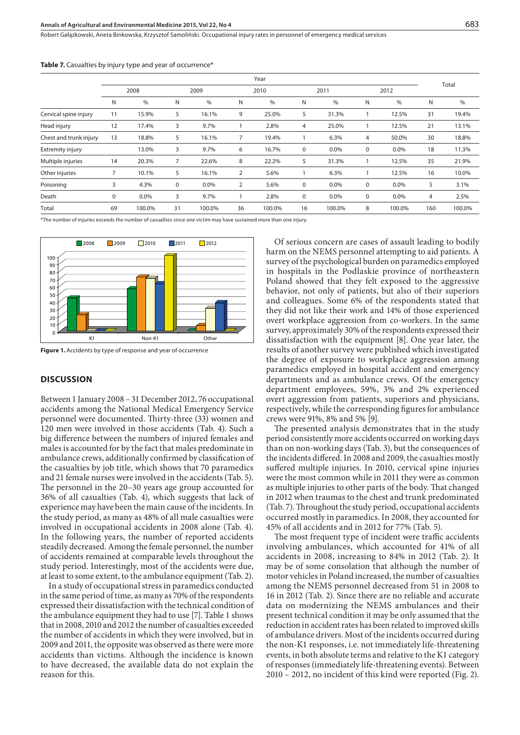**Table 7.** Casualties by injury type and year of occurrence*

| | Year | | | | | | | | | | Total | |
|---|---|---|---|---|---|---|---|---|---|---|---|---|
| | 2008 | | 2009 | | 2010 | | 2011 | | 2012 | | | |
| | N | % | N | % | N | % | N | % | N | % | N | % |
| Cervical spine injury | 11 | 15.9% | 5 | 16.1% | 9 | 25.0% | 5 | 31.3% | 1 | 12.5% | 31 | 19.4% |
| Head injury | 12 | 17.4% | 3 | 9.7% | 1 | 2.8% | 4 | 25.0% | 1 | 12.5% | 21 | 13.1% |
| Chest and trunk injury | 13 | 18.8% | 5 | 16.1% | 7 | 19.4% | 1 | 6.3% | 4 | 50.0% | 30 | 18.8% |
| Extremity injury | | 13.0% | 3 | 9.7% | 6 | 16.7% | 0 | 0.0% | 0 | 0.0% | 18 | 11.3% |
| Multiple injuries | 14 | 20.3% | 7 | 22.6% | 8 | 22.2% | 5 | 31.3% | 1 | 12.5% | 35 | 21.9% |
| Other injuries | 7 | 10.1% | 5 | 16.1% | 2 | 5.6% | 1 | 6.3% | 1 | 12.5% | 16 | 10.0% |
| Poisoning | 3 | 4.3% | 0 | 0.0% | 2 | 5.6% | 0 | 0.0% | 0 | 0.0% | 5 | 3.1% |
| Death | 0 | 0.0% | 3 | 9.7% | 1 | 2.8% | 0 | 0.0% | 0 | 0.0% | 4 | 2.5% |
| Total | 69 | 100.0% | 31 | 100.0% | 36 | 100.0% | 16 | 100.0% | 8 | 100.0% | 160 | 100.0% |

*The number of injuries exceeds the number of casualties since one victim may have sustained more than one injury.

**Figure 1.** Accidents by type of response and year of occurrence

## DISCUSSION

Between 1 January 2008 – 31 December 2012, 76 occupational accidents among the National Medical Emergency Service personnel were documented. Thirty-three (33) women and 120 men were involved in those accidents (Tab. 4). Such a big difference between the numbers of injured females and males is accounted for by the fact that males predominate in ambulance crews, additionally confirmed by classification of the casualties by job title, which shows that 70 paramedics and 21 female nurses were involved in the accidents (Tab. 5). The personnel in the 20–30 years age group accounted for 36% of all casualties (Tab. 4), which suggests that lack of experience may have been the main cause of the incidents. In the study period, as many as 48% of all male casualties were involved in occupational accidents in 2008 alone (Tab. 4). In the following years, the number of reported accidents steadily decreased. Among the female personnel, the number of accidents remained at comparable levels throughout the study period. Interestingly, most of the accidents were due, at least to some extent, to the ambulance equipment (Tab. 2).

In a study of occupational stress in paramedics conducted in the same period of time, as many as 70% of the respondents expressed their dissatisfaction with the technical condition of the ambulance equipment they had to use [7]. Table 1 shows that in 2008, 2010 and 2012 the number of casualties exceeded the number of accidents in which they were involved, but in 2009 and 2011, the opposite was observed as there were more accidents than victims. Although the incidence is known to have decreased, the available data do not explain the reason for this.

Of serious concern are cases of assault leading to bodily harm on the NEMS personnel attempting to aid patients. A survey of the psychological burden on paramedics employed in hospitals in the Podlaskie province of northeastern Poland showed that they felt exposed to the aggressive behavior, not only of patients, but also of their superiors and colleagues. Some 6% of the respondents stated that they did not like their work and 14% of those experienced overt workplace aggression from co-workers. In the same survey, approximately 30% of the respondents expressed their dissatisfaction with the equipment [8]. One year later, the results of another survey were published which investigated the degree of exposure to workplace aggression among paramedics employed in hospital accident and emergency departments and as ambulance crews. Of the emergency department employees, 59%, 3% and 2% experienced overt aggression from patients, superiors and physicians, respectively, while the corresponding figures for ambulance crews were 91%, 8% and 5% [9].

The presented analysis demonstrates that in the study period consistently more accidents occurred on working days than on non-working days (Tab. 3), but the consequences of the incidents differed. In 2008 and 2009, the casualties mostly suffered multiple injuries. In 2010, cervical spine injuries were the most common while in 2011 they were as common as multiple injuries to other parts of the body. That changed in 2012 when traumas to the chest and trunk predominated (Tab. 7). Throughout the study period, occupational accidents occurred mostly in paramedics. In 2008, they accounted for 45% of all accidents and in 2012 for 77% (Tab. 5).

The most frequent type of incident were traffic accidents involving ambulances, which accounted for 41% of all accidents in 2008, increasing to 84% in 2012 (Tab. 2). It may be of some consolation that although the number of motor vehicles in Poland increased, the number of casualties among the NEMS personnel decreased from 51 in 2008 to 16 in 2012 (Tab. 2). Since there are no reliable and accurate data on modernizing the NEMS ambulances and their present technical condition it may be only assumed that the reduction in accident rates has been related to improved skills of ambulance drivers. Most of the incidents occurred during the non-K1 responses, i.e. not immediately life-threatening events, in both absolute terms and relative to the K1 category of responses (immediately life-threatening events). Between 2010 – 2012, no incident of this kind were reported (Fig. 2).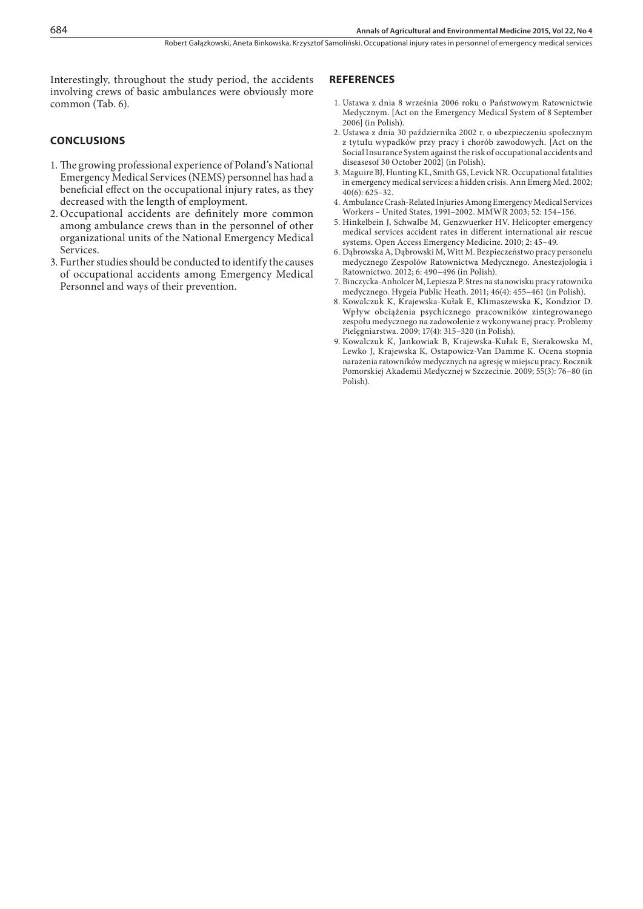Interestingly, throughout the study period, the accidents involving crews of basic ambulances were obviously more common (Tab. 6).

## CONCLUSIONS

1. The growing professional experience of Poland's National Emergency Medical Services (NEMS) personnel has had a beneficial effect on the occupational injury rates, as they decreased with the length of employment.
2. Occupational accidents are definitely more common among ambulance crews than in the personnel of other organizational units of the National Emergency Medical Services.
3. Further studies should be conducted to identify the causes of occupational accidents among Emergency Medical Personnel and ways of their prevention.

## REFERENCES

1. Ustawa z dnia 8 września 2006 roku o Państwowym Ratownictwie Medycznym. [Act on the Emergency Medical System of 8 September 2006] (in Polish).
2. Ustawa z dnia 30 października 2002 r. o ubezpieczeniu społecznym z tytułu wypadków przy pracy i chorób zawodowych. [Act on the Social Insurance System against the risk of occupational accidents and diseasesof 30 October 2002] (in Polish).
3. Maguire BJ, Hunting KL, Smith GS, Levick NR. Occupational fatalities in emergency medical services: a hidden crisis. Ann Emerg Med. 2002; 40(6): 625–32.
4. Ambulance Crash-Related Injuries Among Emergency Medical Services Workers – United States, 1991–2002. MMWR 2003; 52: 154–156.
5. Hinkelbein J, Schwalbe M, Genzwuerker HV. Helicopter emergency medical services accident rates in different international air rescue systems. Open Access Emergency Medicine. 2010; 2: 45–49.
6. Dąbrowska A, Dąbrowski M, Witt M. Bezpieczeństwo pracy personelu medycznego Zespołów Ratownictwa Medycznego. Anestezjologia i Ratownictwo. 2012; 6: 490–496 (in Polish).
7. Binczycka-Anholcer M, Lepiesza P. Stres na stanowisku pracy ratownika medycznego. Hygeia Public Heath. 2011; 46(4): 455–461 (in Polish).
8. Kowalczuk K, Krajewska-Kułak E, Klimaszewska K, Kondzior D. Wpływ obciążenia psychicznego pracowników zintegrowanego zespołu medycznego na zadowolenie z wykonywanej pracy. Problemy Pielęgniarstwa. 2009; 17(4): 315–320 (in Polish).
9. Kowalczuk K, Jankowiak B, Krajewska-Kułak E, Sierakowska M, Lewko J, Krajewska K, Ostapowicz-Van Damme K. Ocena stopnia narażenia ratowników medycznych na agresję w miejscu pracy. Rocznik Pomorskiej Akademii Medycznej w Szczecinie. 2009; 55(3): 76–80 (in Polish).